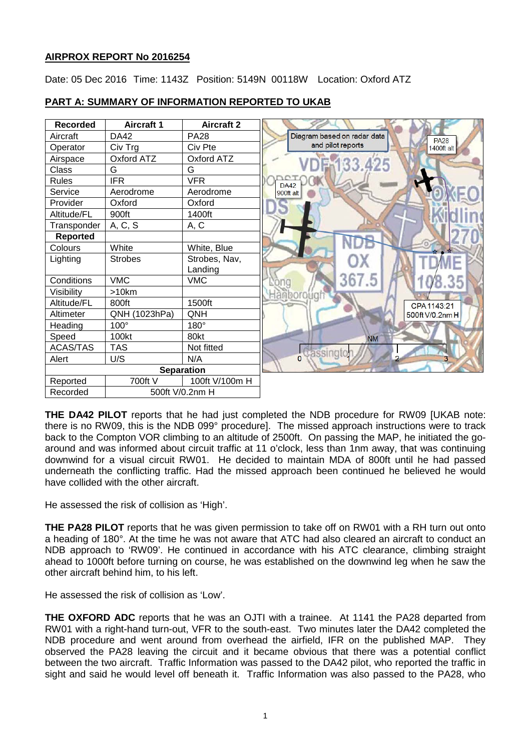**AIRPROX REPORT No 2016254**

Date: 05 Dec 2016 Time: 1143Z Position: 5149N 00118W Location: Oxford ATZ

**PART A: SUMMARY OF INFORMATION REPORTED TO UKAB**

| Recorded | Aircraft 1 | Aircraft 2 |
|---|---|---|
| Aircraft | DA42 | PA28 |
| Operator | Civ Trg | Civ Pte |
| Airspace | Oxford ATZ | Oxford ATZ |
| Class | G | G |
| Rules | IFR | VFR |
| Service | Aerodrome | Aerodrome |
| Provider | Oxford | Oxford |
| Altitude/FL | 900ft | 1400ft |
| Transponder | A, C, S | A, C |
| **Reported** | | |
| Colours | White | White, Blue |
| Lighting | Strobes | Strobes, Nav, Landing |
| Conditions | VMC | VMC |
| Visibility | >10km | |
| Altitude/FL | 800ft | 1500ft |
| Altimeter | QNH (1023hPa) | QNH |
| Heading | 100° | 180° |
| Speed | 100kt | 80kt |
| ACAS/TAS | TAS | Not fitted |
| Alert | U/S | N/A |
| **Separation** | | |
| Reported | 700ft V | 100ft V/100m H |
| Recorded | 500ft V/0.2nm H | |

Diagram based on radar data and pilot reports

**THE DA42 PILOT** reports that he had just completed the NDB procedure for RW09 [UKAB note: there is no RW09, this is the NDB 099° procedure]. The missed approach instructions were to track back to the Compton VOR climbing to an altitude of 2500ft. On passing the MAP, he initiated the go-around and was informed about circuit traffic at 11 o'clock, less than 1nm away, that was continuing downwind for a visual circuit RW01. He decided to maintain MDA of 800ft until he had passed underneath the conflicting traffic. Had the missed approach been continued he believed he would have collided with the other aircraft.

He assessed the risk of collision as 'High'.

**THE PA28 PILOT** reports that he was given permission to take off on RW01 with a RH turn out onto a heading of 180°. At the time he was not aware that ATC had also cleared an aircraft to conduct an NDB approach to 'RW09'. He continued in accordance with his ATC clearance, climbing straight ahead to 1000ft before turning on course, he was established on the downwind leg when he saw the other aircraft behind him, to his left.

He assessed the risk of collision as 'Low'.

**THE OXFORD ADC** reports that he was an OJTI with a trainee. At 1141 the PA28 departed from RW01 with a right-hand turn-out, VFR to the south-east. Two minutes later the DA42 completed the NDB procedure and went around from overhead the airfield, IFR on the published MAP. They observed the PA28 leaving the circuit and it became obvious that there was a potential conflict between the two aircraft. Traffic Information was passed to the DA42 pilot, who reported the traffic in sight and said he would level off beneath it. Traffic Information was also passed to the PA28, who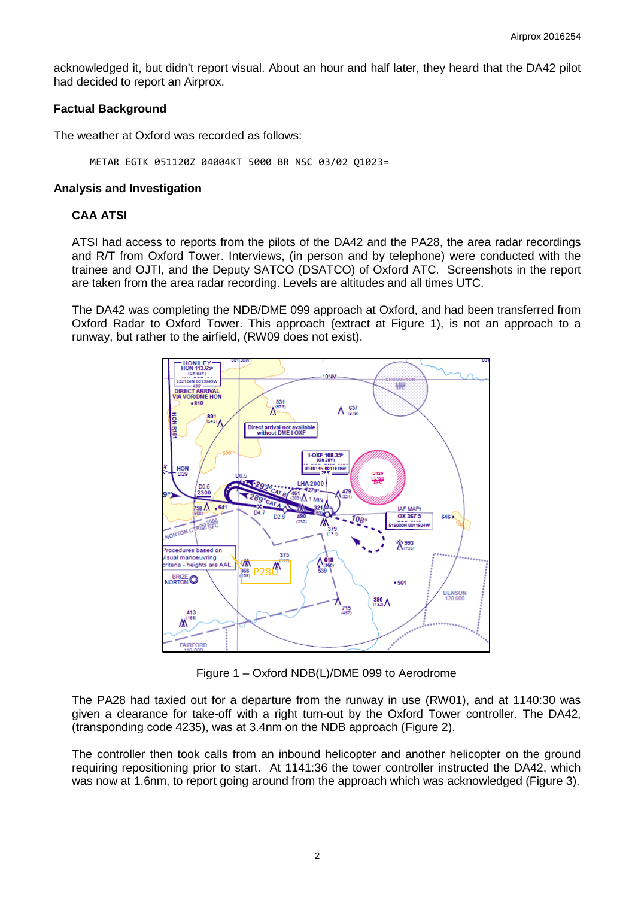acknowledged it, but didn't report visual. About an hour and half later, they heard that the DA42 pilot had decided to report an Airprox.

**Factual Background**

The weather at Oxford was recorded as follows:

```
METAR EGTK 051120Z 04004KT 5000 BR NSC 03/02 Q1023=
```

**Analysis and Investigation**

**CAA ATSI**

ATSI had access to reports from the pilots of the DA42 and the PA28, the area radar recordings and R/T from Oxford Tower. Interviews, (in person and by telephone) were conducted with the trainee and OJTI, and the Deputy SATCO (DSATCO) of Oxford ATC. Screenshots in the report are taken from the area radar recording. Levels are altitudes and all times UTC.

The DA42 was completing the NDB/DME 099 approach at Oxford, and had been transferred from Oxford Radar to Oxford Tower. This approach (extract at Figure 1), is not an approach to a runway, but rather to the airfield, (RW09 does not exist).

Figure 1 – Oxford NDB(L)/DME 099 to Aerodrome

The PA28 had taxied out for a departure from the runway in use (RW01), and at 1140:30 was given a clearance for take-off with a right turn-out by the Oxford Tower controller. The DA42, (transponding code 4235), was at 3.4nm on the NDB approach (Figure 2).

The controller then took calls from an inbound helicopter and another helicopter on the ground requiring repositioning prior to start. At 1141:36 the tower controller instructed the DA42, which was now at 1.6nm, to report going around from the approach which was acknowledged (Figure 3).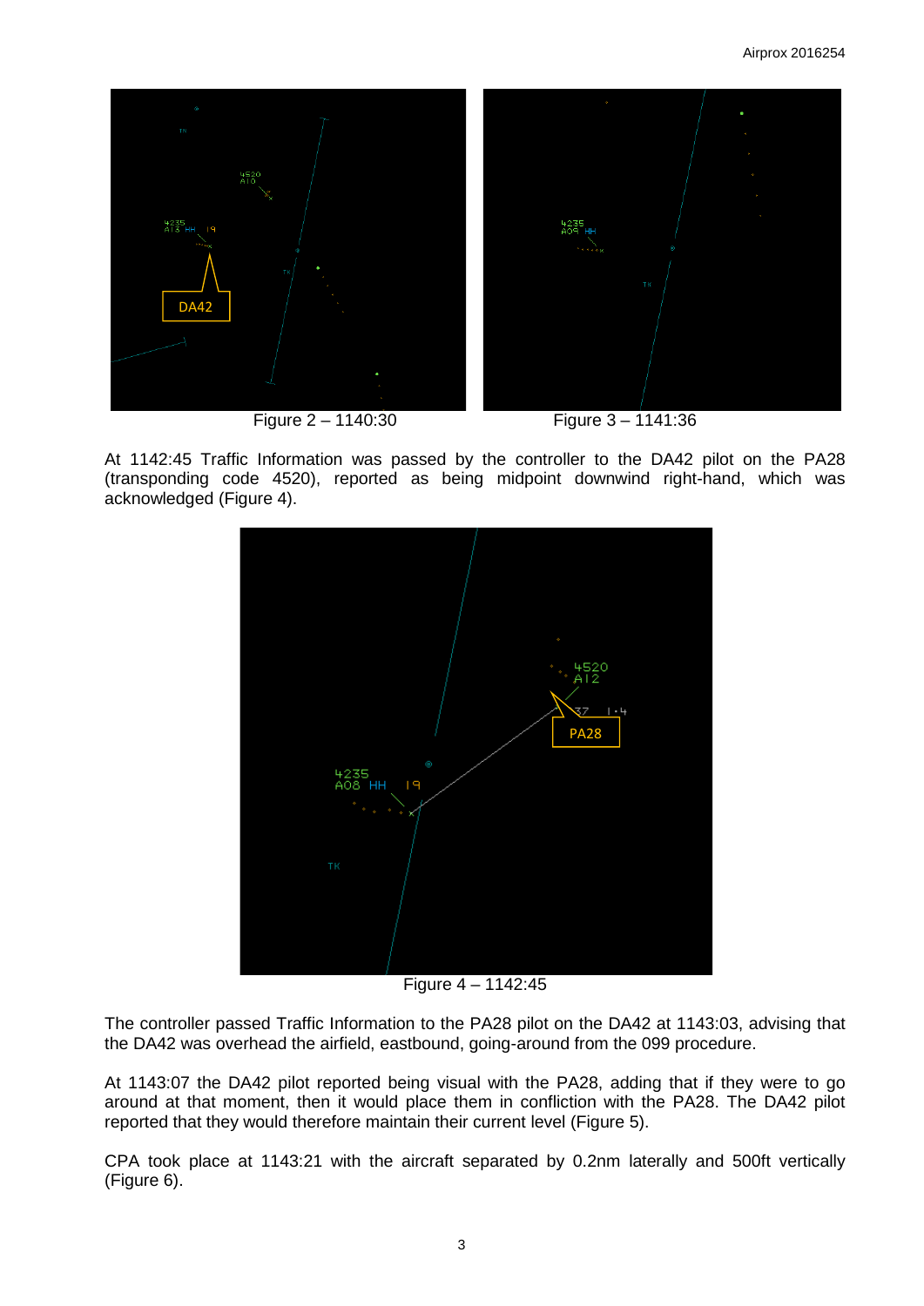Figure 2 – 1140:30

Figure 3 – 1141:36

At 1142:45 Traffic Information was passed by the controller to the DA42 pilot on the PA28 (transponding code 4520), reported as being midpoint downwind right-hand, which was acknowledged (Figure 4).

Figure 4 – 1142:45

The controller passed Traffic Information to the PA28 pilot on the DA42 at 1143:03, advising that the DA42 was overhead the airfield, eastbound, going-around from the 099 procedure.

At 1143:07 the DA42 pilot reported being visual with the PA28, adding that if they were to go around at that moment, then it would place them in confliction with the PA28. The DA42 pilot reported that they would therefore maintain their current level (Figure 5).

CPA took place at 1143:21 with the aircraft separated by 0.2nm laterally and 500ft vertically (Figure 6).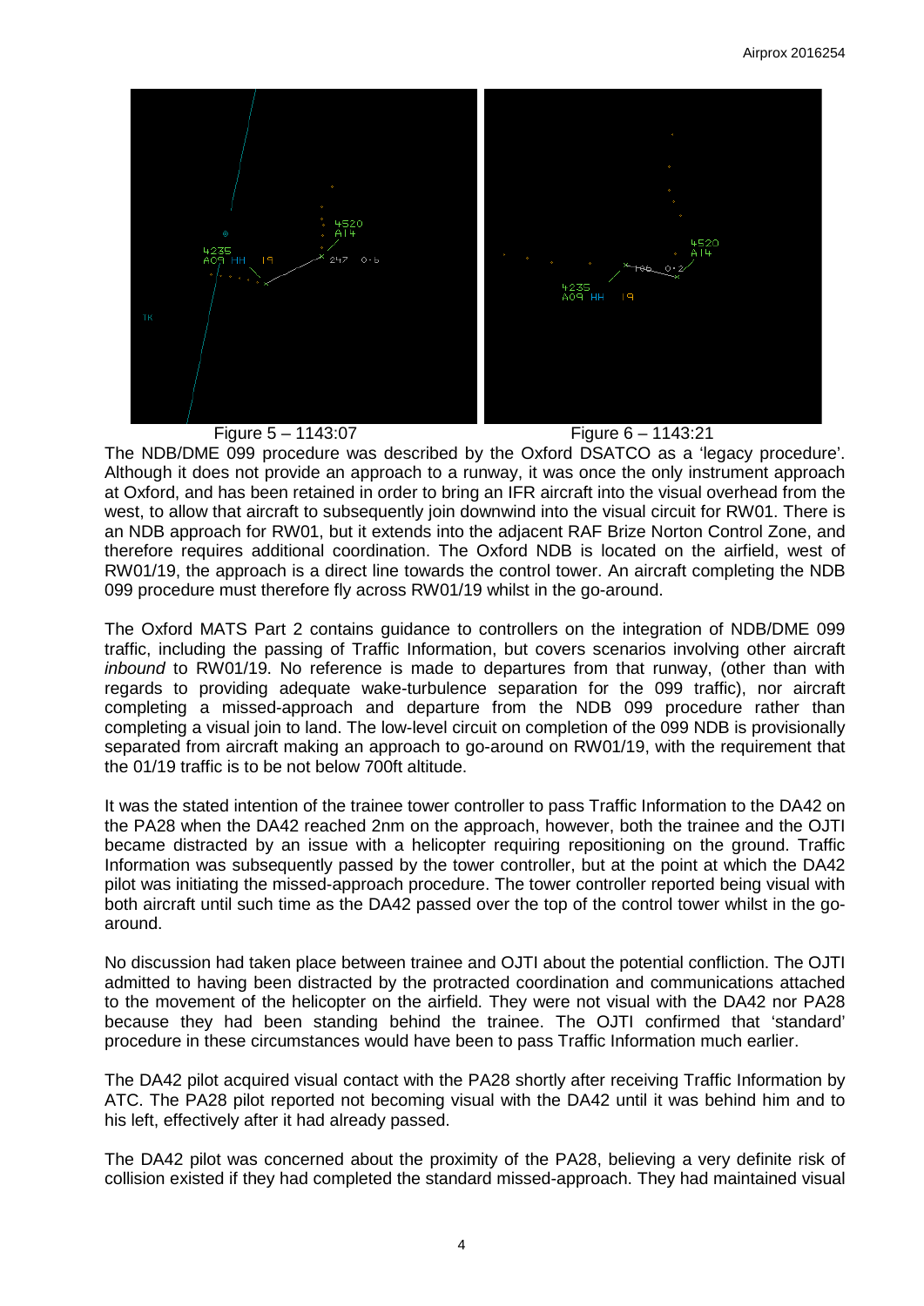Figure 5 – 1143:07

Figure 6 – 1143:21

The NDB/DME 099 procedure was described by the Oxford DSATCO as a 'legacy procedure'. Although it does not provide an approach to a runway, it was once the only instrument approach at Oxford, and has been retained in order to bring an IFR aircraft into the visual overhead from the west, to allow that aircraft to subsequently join downwind into the visual circuit for RW01. There is an NDB approach for RW01, but it extends into the adjacent RAF Brize Norton Control Zone, and therefore requires additional coordination. The Oxford NDB is located on the airfield, west of RW01/19, the approach is a direct line towards the control tower. An aircraft completing the NDB 099 procedure must therefore fly across RW01/19 whilst in the go-around.

The Oxford MATS Part 2 contains guidance to controllers on the integration of NDB/DME 099 traffic, including the passing of Traffic Information, but covers scenarios involving other aircraft *inbound* to RW01/19. No reference is made to departures from that runway, (other than with regards to providing adequate wake-turbulence separation for the 099 traffic), nor aircraft completing a missed-approach and departure from the NDB 099 procedure rather than completing a visual join to land. The low-level circuit on completion of the 099 NDB is provisionally separated from aircraft making an approach to go-around on RW01/19, with the requirement that the 01/19 traffic is to be not below 700ft altitude.

It was the stated intention of the trainee tower controller to pass Traffic Information to the DA42 on the PA28 when the DA42 reached 2nm on the approach, however, both the trainee and the OJTI became distracted by an issue with a helicopter requiring repositioning on the ground. Traffic Information was subsequently passed by the tower controller, but at the point at which the DA42 pilot was initiating the missed-approach procedure. The tower controller reported being visual with both aircraft until such time as the DA42 passed over the top of the control tower whilst in the go-around.

No discussion had taken place between trainee and OJTI about the potential confliction. The OJTI admitted to having been distracted by the protracted coordination and communications attached to the movement of the helicopter on the airfield. They were not visual with the DA42 nor PA28 because they had been standing behind the trainee. The OJTI confirmed that 'standard' procedure in these circumstances would have been to pass Traffic Information much earlier.

The DA42 pilot acquired visual contact with the PA28 shortly after receiving Traffic Information by ATC. The PA28 pilot reported not becoming visual with the DA42 until it was behind him and to his left, effectively after it had already passed.

The DA42 pilot was concerned about the proximity of the PA28, believing a very definite risk of collision existed if they had completed the standard missed-approach. They had maintained visual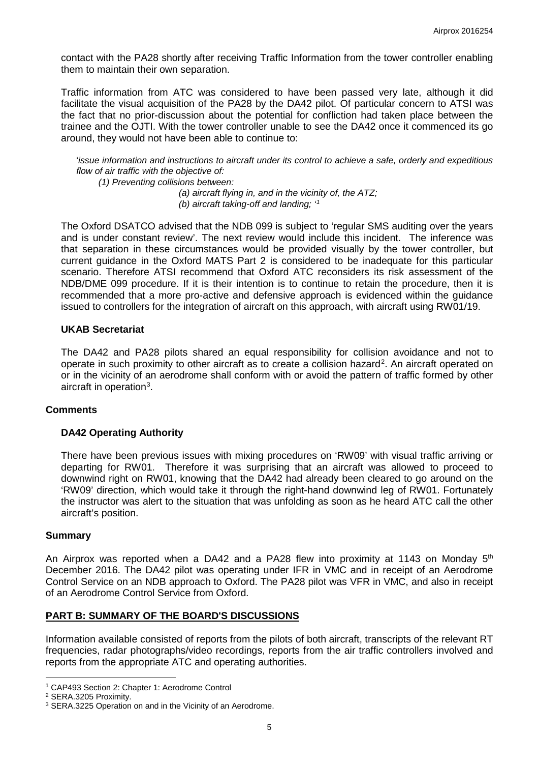contact with the PA28 shortly after receiving Traffic Information from the tower controller enabling them to maintain their own separation.

Traffic information from ATC was considered to have been passed very late, although it did facilitate the visual acquisition of the PA28 by the DA42 pilot. Of particular concern to ATSI was the fact that no prior-discussion about the potential for confliction had taken place between the trainee and the OJTI. With the tower controller unable to see the DA42 once it commenced its go around, they would not have been able to continue to:

> '*issue information and instructions to aircraft under its control to achieve a safe, orderly and expeditious flow of air traffic with the objective of:*
>
> *(1) Preventing collisions between:*
>
> *(a) aircraft flying in, and in the vicinity of, the ATZ;*
>
> *(b) aircraft taking-off and landing;* '[1]

The Oxford DSATCO advised that the NDB 099 is subject to 'regular SMS auditing over the years and is under constant review'. The next review would include this incident. The inference was that separation in these circumstances would be provided visually by the tower controller, but current guidance in the Oxford MATS Part 2 is considered to be inadequate for this particular scenario. Therefore ATSI recommend that Oxford ATC reconsiders its risk assessment of the NDB/DME 099 procedure. If it is their intention is to continue to retain the procedure, then it is recommended that a more pro-active and defensive approach is evidenced within the guidance issued to controllers for the integration of aircraft on this approach, with aircraft using RW01/19.

### UKAB Secretariat

The DA42 and PA28 pilots shared an equal responsibility for collision avoidance and not to operate in such proximity to other aircraft as to create a collision hazard[2]. An aircraft operated on or in the vicinity of an aerodrome shall conform with or avoid the pattern of traffic formed by other aircraft in operation[3].

## Comments

### DA42 Operating Authority

There have been previous issues with mixing procedures on 'RW09' with visual traffic arriving or departing for RW01. Therefore it was surprising that an aircraft was allowed to proceed to downwind right on RW01, knowing that the DA42 had already been cleared to go around on the 'RW09' direction, which would take it through the right-hand downwind leg of RW01. Fortunately the instructor was alert to the situation that was unfolding as soon as he heard ATC call the other aircraft's position.

## Summary

An Airprox was reported when a DA42 and a PA28 flew into proximity at 1143 on Monday 5th December 2016. The DA42 pilot was operating under IFR in VMC and in receipt of an Aerodrome Control Service on an NDB approach to Oxford. The PA28 pilot was VFR in VMC, and also in receipt of an Aerodrome Control Service from Oxford.

## PART B: SUMMARY OF THE BOARD'S DISCUSSIONS

Information available consisted of reports from the pilots of both aircraft, transcripts of the relevant RT frequencies, radar photographs/video recordings, reports from the air traffic controllers involved and reports from the appropriate ATC and operating authorities.

---

[1] CAP493 Section 2: Chapter 1: Aerodrome Control

[2] SERA.3205 Proximity.

[3] SERA.3225 Operation on and in the Vicinity of an Aerodrome.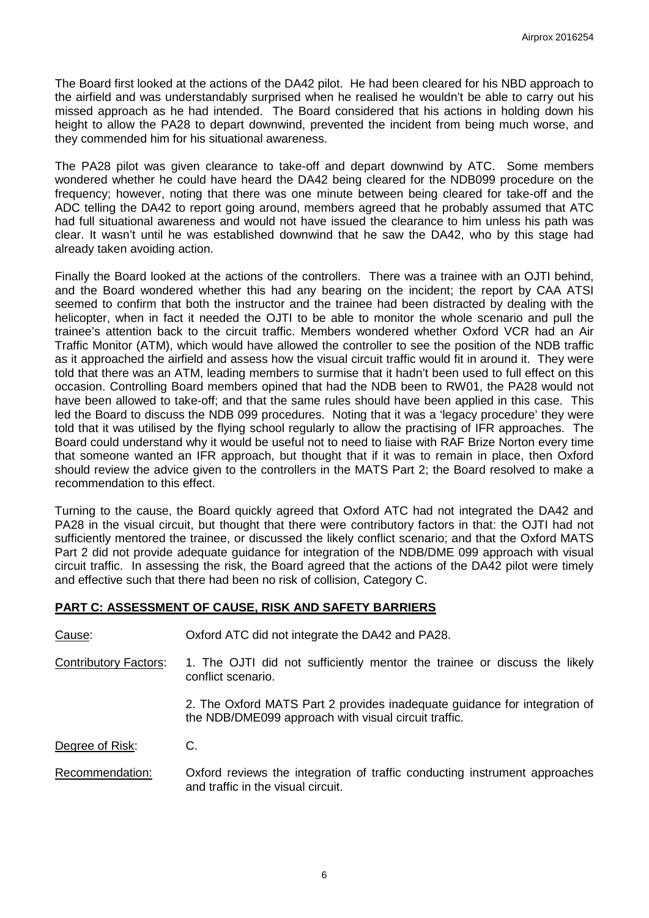The Board first looked at the actions of the DA42 pilot. He had been cleared for his NBD approach to the airfield and was understandably surprised when he realised he wouldn't be able to carry out his missed approach as he had intended. The Board considered that his actions in holding down his height to allow the PA28 to depart downwind, prevented the incident from being much worse, and they commended him for his situational awareness.

The PA28 pilot was given clearance to take-off and depart downwind by ATC. Some members wondered whether he could have heard the DA42 being cleared for the NDB099 procedure on the frequency; however, noting that there was one minute between being cleared for take-off and the ADC telling the DA42 to report going around, members agreed that he probably assumed that ATC had full situational awareness and would not have issued the clearance to him unless his path was clear. It wasn't until he was established downwind that he saw the DA42, who by this stage had already taken avoiding action.

Finally the Board looked at the actions of the controllers. There was a trainee with an OJTI behind, and the Board wondered whether this had any bearing on the incident; the report by CAA ATSI seemed to confirm that both the instructor and the trainee had been distracted by dealing with the helicopter, when in fact it needed the OJTI to be able to monitor the whole scenario and pull the trainee's attention back to the circuit traffic. Members wondered whether Oxford VCR had an Air Traffic Monitor (ATM), which would have allowed the controller to see the position of the NDB traffic as it approached the airfield and assess how the visual circuit traffic would fit in around it. They were told that there was an ATM, leading members to surmise that it hadn't been used to full effect on this occasion. Controlling Board members opined that had the NDB been to RW01, the PA28 would not have been allowed to take-off; and that the same rules should have been applied in this case. This led the Board to discuss the NDB 099 procedures. Noting that it was a 'legacy procedure' they were told that it was utilised by the flying school regularly to allow the practising of IFR approaches. The Board could understand why it would be useful not to need to liaise with RAF Brize Norton every time that someone wanted an IFR approach, but thought that if it was to remain in place, then Oxford should review the advice given to the controllers in the MATS Part 2; the Board resolved to make a recommendation to this effect.

Turning to the cause, the Board quickly agreed that Oxford ATC had not integrated the DA42 and PA28 in the visual circuit, but thought that there were contributory factors in that: the OJTI had not sufficiently mentored the trainee, or discussed the likely conflict scenario; and that the Oxford MATS Part 2 did not provide adequate guidance for integration of the NDB/DME 099 approach with visual circuit traffic. In assessing the risk, the Board agreed that the actions of the DA42 pilot were timely and effective such that there had been no risk of collision, Category C.

## PART C: ASSESSMENT OF CAUSE, RISK AND SAFETY BARRIERS

Cause: Oxford ATC did not integrate the DA42 and PA28.

Contributory Factors:

1. The OJTI did not sufficiently mentor the trainee or discuss the likely conflict scenario.
2. The Oxford MATS Part 2 provides inadequate guidance for integration of the NDB/DME099 approach with visual circuit traffic.

Degree of Risk: C.

Recommendation: Oxford reviews the integration of traffic conducting instrument approaches and traffic in the visual circuit.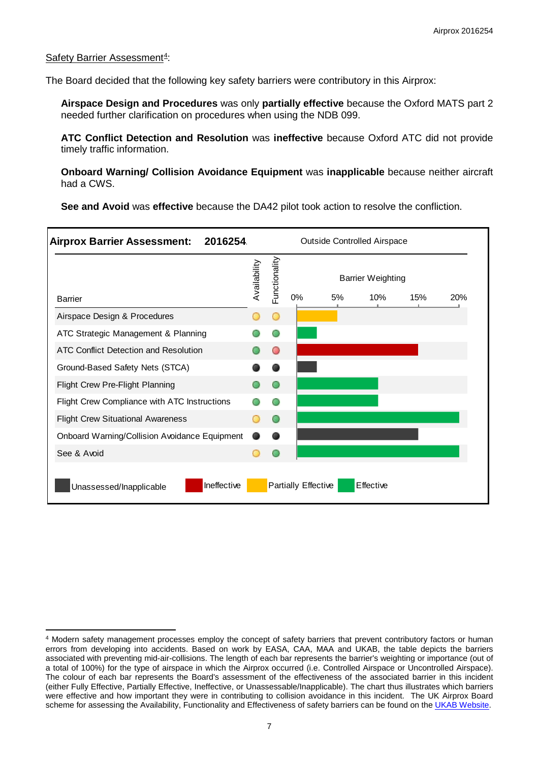Safety Barrier Assessment[4]:

The Board decided that the following key safety barriers were contributory in this Airprox:

**Airspace Design and Procedures** was only **partially effective** because the Oxford MATS part 2 needed further clarification on procedures when using the NDB 099.

**ATC Conflict Detection and Resolution** was **ineffective** because Oxford ATC did not provide timely traffic information.

**Onboard Warning/ Collision Avoidance Equipment** was **inapplicable** because neither aircraft had a CWS.

**See and Avoid** was **effective** because the DA42 pilot took action to resolve the confliction.

**Airprox Barrier Assessment: 2016254**

Outside Controlled Airspace

Barrier

Availability

Functionality

Barrier Weighting

0%

5%

10%

15%

20%

Airspace Design & Procedures

ATC Strategic Management & Planning

ATC Conflict Detection and Resolution

Ground-Based Safety Nets (STCA)

Flight Crew Pre-Flight Planning

Flight Crew Compliance with ATC Instructions

Flight Crew Situational Awareness

Onboard Warning/Collision Avoidance Equipment

See & Avoid

Unassessed/Inapplicable

Ineffective

Partially Effective

Effective

---

[4] Modern safety management processes employ the concept of safety barriers that prevent contributory factors or human errors from developing into accidents. Based on work by EASA, CAA, MAA and UKAB, the table depicts the barriers associated with preventing mid-air-collisions. The length of each bar represents the barrier's weighting or importance (out of a total of 100%) for the type of airspace in which the Airprox occurred (i.e. Controlled Airspace or Uncontrolled Airspace). The colour of each bar represents the Board's assessment of the effectiveness of the associated barrier in this incident (either Fully Effective, Partially Effective, Ineffective, or Unassessable/Inapplicable). The chart thus illustrates which barriers were effective and how important they were in contributing to collision avoidance in this incident. The UK Airprox Board scheme for assessing the Availability, Functionality and Effectiveness of safety barriers can be found on the [UKAB Website](UKAB Website).